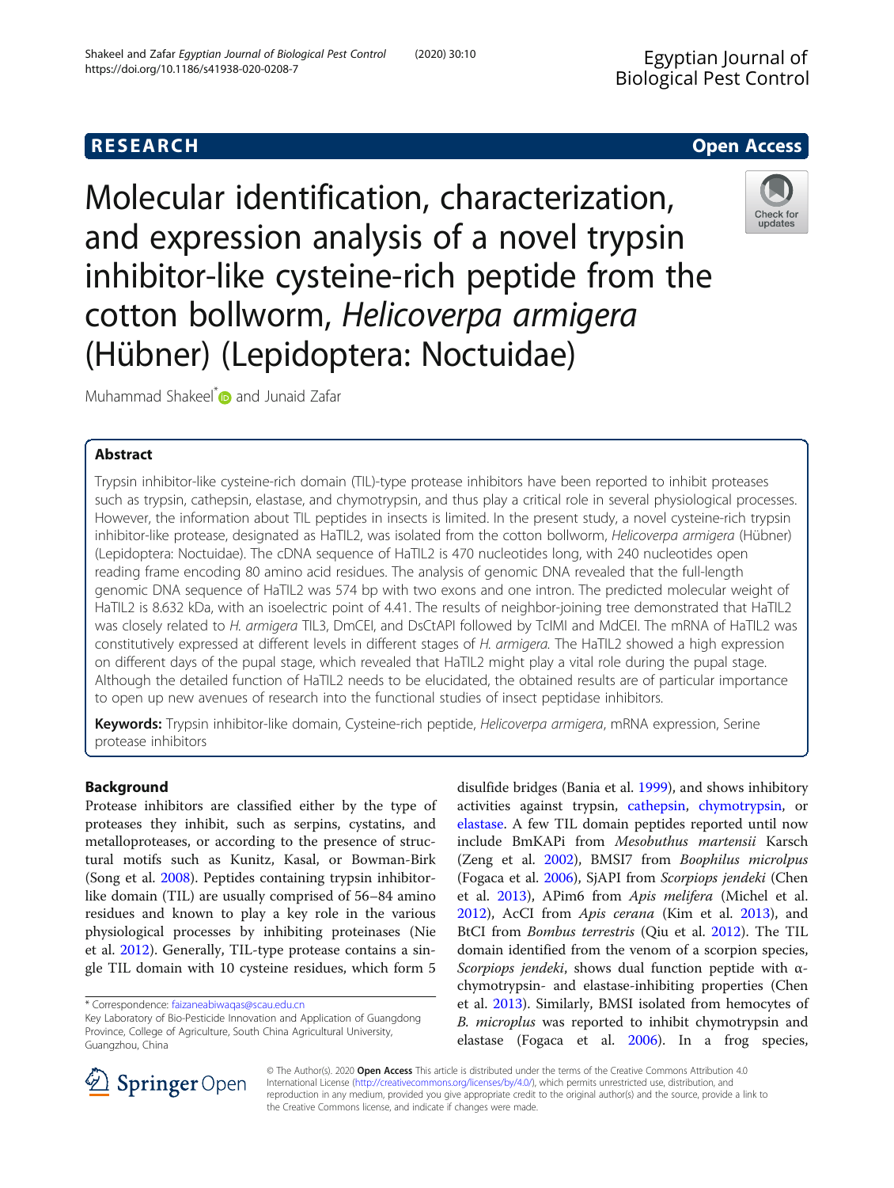# RESEARCH

# Molecular identification, characterization, and expression analysis of a novel trypsin inhibitor-like cysteine-rich peptide from the cotton bollworm, *Helicoverpa armigera* (Hübner) (Lepidoptera: Noctuidae)

Muhammad Shakeel* and Junaid Zafar

## Abstract

Trypsin inhibitor-like cysteine-rich domain (TIL)-type protease inhibitors have been reported to inhibit proteases such as trypsin, cathepsin, elastase, and chymotrypsin, and thus play a critical role in several physiological processes. However, the information about TIL peptides in insects is limited. In the present study, a novel cysteine-rich trypsin inhibitor-like protease, designated as HaTIL2, was isolated from the cotton bollworm, *Helicoverpa armigera* (Hübner) (Lepidoptera: Noctuidae). The cDNA sequence of HaTIL2 is 470 nucleotides long, with 240 nucleotides open reading frame encoding 80 amino acid residues. The analysis of genomic DNA revealed that the full-length genomic DNA sequence of HaTIL2 was 574 bp with two exons and one intron. The predicted molecular weight of HaTIL2 is 8.632 kDa, with an isoelectric point of 4.41. The results of neighbor-joining tree demonstrated that HaTIL2 was closely related to *H. armigera* TIL3, DmCEI, and DsCtAPI followed by TcIMI and MdCEI. The mRNA of HaTIL2 was constitutively expressed at different levels in different stages of *H. armigera*. The HaTIL2 showed a high expression on different days of the pupal stage, which revealed that HaTIL2 might play a vital role during the pupal stage. Although the detailed function of HaTIL2 needs to be elucidated, the obtained results are of particular importance to open up new avenues of research into the functional studies of insect peptidase inhibitors.

**Keywords:** Trypsin inhibitor-like domain, Cysteine-rich peptide, *Helicoverpa armigera*, mRNA expression, Serine protease inhibitors

## Background

Protease inhibitors are classified either by the type of proteases they inhibit, such as serpins, cystatins, and metalloproteases, or according to the presence of structural motifs such as Kunitz, Kasal, or Bowman-Birk (Song et al. 2008). Peptides containing trypsin inhibitor-like domain (TIL) are usually comprised of 56–84 amino residues and known to play a key role in the various physiological processes by inhibiting proteinases (Nie et al. 2012). Generally, TIL-type protease contains a single TIL domain with 10 cysteine residues, which form 5 disulfide bridges (Bania et al. 1999), and shows inhibitory activities against trypsin, cathepsin, chymotrypsin, or elastase. A few TIL domain peptides reported until now include BmKAPi from *Mesobuthus martensii* Karsch (Zeng et al. 2002), BMSI7 from *Boophilus microlpus* (Fogaca et al. 2006), SjAPI from *Scorpiops jendeki* (Chen et al. 2013), APim6 from *Apis melifera* (Michel et al. 2012), AcCI from *Apis cerana* (Kim et al. 2013), and BtCI from *Bombus terrestris* (Qiu et al. 2012). The TIL domain identified from the venom of a scorpion species, *Scorpiops jendeki*, shows dual function peptide with α-chymotrypsin- and elastase-inhibiting properties (Chen et al. 2013). Similarly, BMSI isolated from hemocytes of *B. microplus* was reported to inhibit chymotrypsin and elastase (Fogaca et al. 2006). In a frog species,

* Correspondence: faizaneabiwaqas@scau.edu.cn
Key Laboratory of Bio-Pesticide Innovation and Application of Guangdong Province, College of Agriculture, South China Agricultural University, Guangzhou, China

© The Author(s). 2020 **Open Access** This article is distributed under the terms of the Creative Commons Attribution 4.0 International License (http://creativecommons.org/licenses/by/4.0/), which permits unrestricted use, distribution, and reproduction in any medium, provided you give appropriate credit to the original author(s) and the source, provide a link to the Creative Commons license, and indicate if changes were made.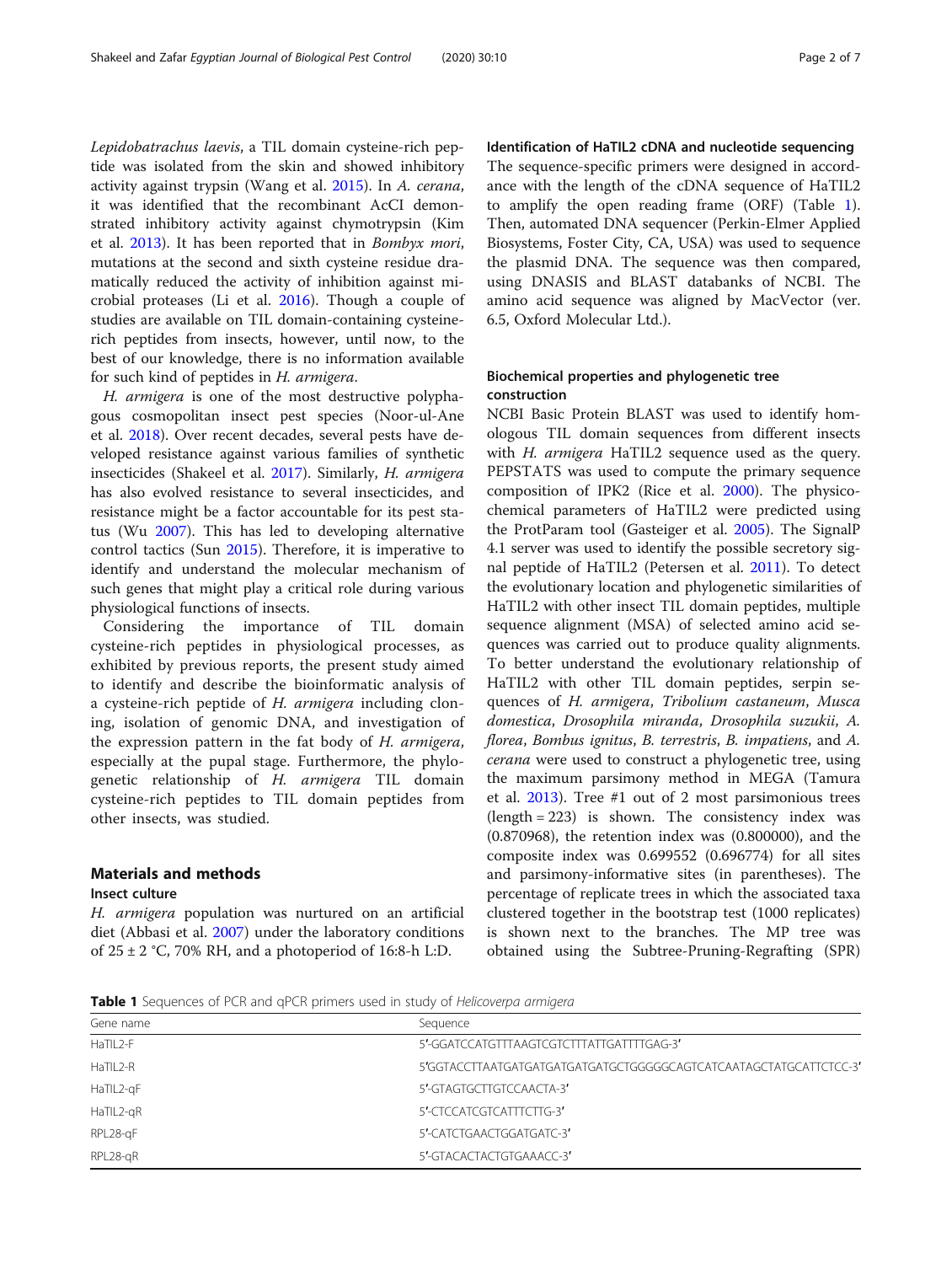*Lepidobatrachus laevis*, a TIL domain cysteine-rich peptide was isolated from the skin and showed inhibitory activity against trypsin (Wang et al. 2015). In *A. cerana*, it was identified that the recombinant AcCI demonstrated inhibitory activity against chymotrypsin (Kim et al. 2013). It has been reported that in *Bombyx mori*, mutations at the second and sixth cysteine residue dramatically reduced the activity of inhibition against microbial proteases (Li et al. 2016). Though a couple of studies are available on TIL domain-containing cysteine-rich peptides from insects, however, until now, to the best of our knowledge, there is no information available for such kind of peptides in *H. armigera*.

*H. armigera* is one of the most destructive polyphagous cosmopolitan insect pest species (Noor-ul-Ane et al. 2018). Over recent decades, several pests have developed resistance against various families of synthetic insecticides (Shakeel et al. 2017). Similarly, *H. armigera* has also evolved resistance to several insecticides, and resistance might be a factor accountable for its pest status (Wu 2007). This has led to developing alternative control tactics (Sun 2015). Therefore, it is imperative to identify and understand the molecular mechanism of such genes that might play a critical role during various physiological functions of insects.

Considering the importance of TIL domain cysteine-rich peptides in physiological processes, as exhibited by previous reports, the present study aimed to identify and describe the bioinformatic analysis of a cysteine-rich peptide of *H. armigera* including cloning, isolation of genomic DNA, and investigation of the expression pattern in the fat body of *H. armigera*, especially at the pupal stage. Furthermore, the phylogenetic relationship of *H. armigera* TIL domain cysteine-rich peptides to TIL domain peptides from other insects, was studied.

## Materials and methods

### Insect culture

*H. armigera* population was nurtured on an artificial diet (Abbasi et al. 2007) under the laboratory conditions of 25 ± 2 °C, 70% RH, and a photoperiod of 16:8-h L:D.

### Identification of HaTIL2 cDNA and nucleotide sequencing

The sequence-specific primers were designed in accordance with the length of the cDNA sequence of HaTIL2 to amplify the open reading frame (ORF) (Table 1). Then, automated DNA sequencer (Perkin-Elmer Applied Biosystems, Foster City, CA, USA) was used to sequence the plasmid DNA. The sequence was then compared, using DNASIS and BLAST databanks of NCBI. The amino acid sequence was aligned by MacVector (ver. 6.5, Oxford Molecular Ltd.).

### Biochemical properties and phylogenetic tree construction

NCBI Basic Protein BLAST was used to identify homologous TIL domain sequences from different insects with *H. armigera* HaTIL2 sequence used as the query. PEPSTATS was used to compute the primary sequence composition of IPK2 (Rice et al. 2000). The physicochemical parameters of HaTIL2 were predicted using the ProtParam tool (Gasteiger et al. 2005). The SignalP 4.1 server was used to identify the possible secretory signal peptide of HaTIL2 (Petersen et al. 2011). To detect the evolutionary location and phylogenetic similarities of HaTIL2 with other insect TIL domain peptides, multiple sequence alignment (MSA) of selected amino acid sequences was carried out to produce quality alignments. To better understand the evolutionary relationship of HaTIL2 with other TIL domain peptides, serpin sequences of *H. armigera*, *Tribolium castaneum*, *Musca domestica*, *Drosophila miranda*, *Drosophila suzukii*, *A. florea*, *Bombus ignitus*, *B. terrestris*, *B. impatiens*, and *A. cerana* were used to construct a phylogenetic tree, using the maximum parsimony method in MEGA (Tamura et al. 2013). Tree #1 out of 2 most parsimonious trees (length = 223) is shown. The consistency index was (0.870968), the retention index was (0.800000), and the composite index was 0.699552 (0.696774) for all sites and parsimony-informative sites (in parentheses). The percentage of replicate trees in which the associated taxa clustered together in the bootstrap test (1000 replicates) is shown next to the branches. The MP tree was obtained using the Subtree-Pruning-Regrafting (SPR)

**Table 1** Sequences of PCR and qPCR primers used in study of *Helicoverpa armigera*

| Gene name | Sequence |
|---|---|
| HaTIL2-F | 5′-GGATCCATGTTTAAGTCGTCTTTATTGATTTTGAG-3′ |
| HaTIL2-R | 5′GGTACCTTAATGATGATGATGATGATGCTGGGGGCAGTCATCAATAGCTATGCATTCTCC-3′ |
| HaTIL2-qF | 5′-GTAGTGCTTGTCCAACTA-3′ |
| HaTIL2-qR | 5′-CTCCATCGTCATTTCTTG-3′ |
| RPL28-qF | 5′-CATCTGAACTGGATGATC-3′ |
| RPL28-qR | 5′-GTACACTACTGTGAAACC-3′ |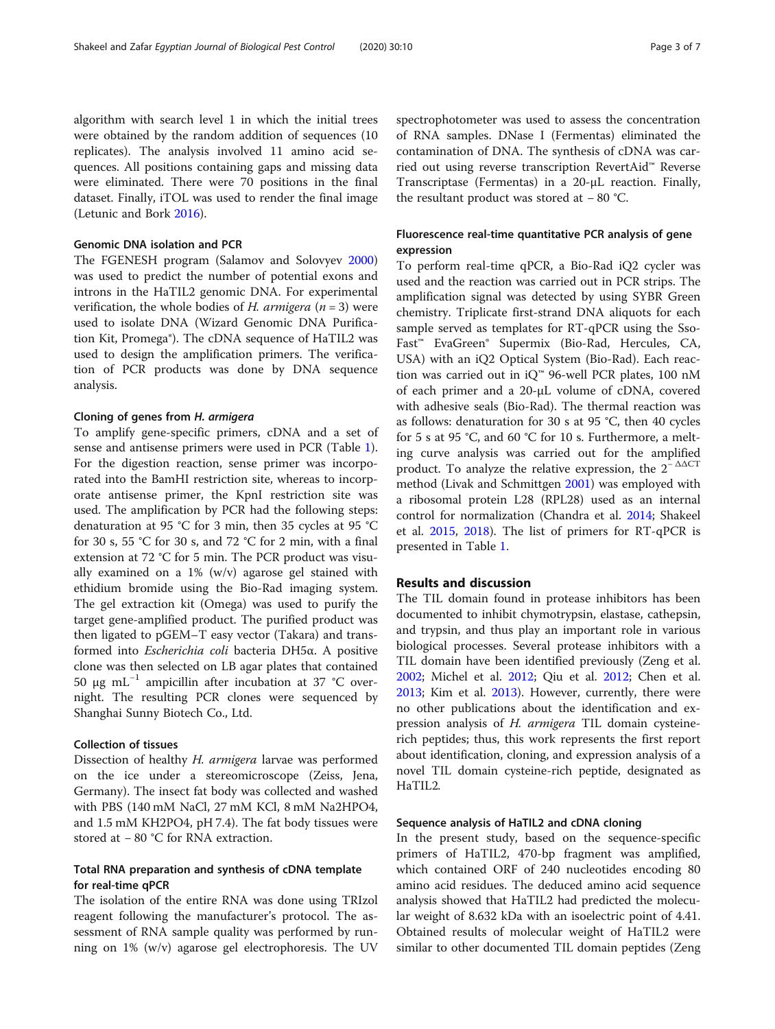algorithm with search level 1 in which the initial trees were obtained by the random addition of sequences (10 replicates). The analysis involved 11 amino acid sequences. All positions containing gaps and missing data were eliminated. There were 70 positions in the final dataset. Finally, iTOL was used to render the final image (Letunic and Bork 2016).

### Genomic DNA isolation and PCR

The FGENESH program (Salamov and Solovyev 2000) was used to predict the number of potential exons and introns in the HaTIL2 genomic DNA. For experimental verification, the whole bodies of *H. armigera* ($n = 3$) were used to isolate DNA (Wizard Genomic DNA Purification Kit, Promega®). The cDNA sequence of HaTIL2 was used to design the amplification primers. The verification of PCR products was done by DNA sequence analysis.

### Cloning of genes from *H. armigera*

To amplify gene-specific primers, cDNA and a set of sense and antisense primers were used in PCR (Table 1). For the digestion reaction, sense primer was incorporated into the BamHI restriction site, whereas to incorporate antisense primer, the KpnI restriction site was used. The amplification by PCR had the following steps: denaturation at 95 °C for 3 min, then 35 cycles at 95 °C for 30 s, 55 °C for 30 s, and 72 °C for 2 min, with a final extension at 72 °C for 5 min. The PCR product was visually examined on a 1% (w/v) agarose gel stained with ethidium bromide using the Bio-Rad imaging system. The gel extraction kit (Omega) was used to purify the target gene-amplified product. The purified product was then ligated to pGEM–T easy vector (Takara) and transformed into *Escherichia coli* bacteria DH5α. A positive clone was then selected on LB agar plates that contained 50 μg $mL^{-1}$ ampicillin after incubation at 37 °C overnight. The resulting PCR clones were sequenced by Shanghai Sunny Biotech Co., Ltd.

### Collection of tissues

Dissection of healthy *H. armigera* larvae was performed on the ice under a stereomicroscope (Zeiss, Jena, Germany). The insect fat body was collected and washed with PBS (140 mM NaCl, 27 mM KCl, 8 mM $Na_2HPO_4$, and 1.5 mM $KH_2PO_4$, pH 7.4). The fat body tissues were stored at − 80 °C for RNA extraction.

### Total RNA preparation and synthesis of cDNA template for real-time qPCR

The isolation of the entire RNA was done using TRIzol reagent following the manufacturer's protocol. The assessment of RNA sample quality was performed by running on 1% (w/v) agarose gel electrophoresis. The UV spectrophotometer was used to assess the concentration of RNA samples. DNase I (Fermentas) eliminated the contamination of DNA. The synthesis of cDNA was carried out using reverse transcription RevertAid™ Reverse Transcriptase (Fermentas) in a 20-μL reaction. Finally, the resultant product was stored at − 80 °C.

### Fluorescence real-time quantitative PCR analysis of gene expression

To perform real-time qPCR, a Bio-Rad iQ2 cycler was used and the reaction was carried out in PCR strips. The amplification signal was detected by using SYBR Green chemistry. Triplicate first-strand DNA aliquots for each sample served as templates for RT-qPCR using the SsoFast™ EvaGreen® Supermix (Bio-Rad, Hercules, CA, USA) with an iQ2 Optical System (Bio-Rad). Each reaction was carried out in iQ™ 96-well PCR plates, 100 nM of each primer and a 20-μL volume of cDNA, covered with adhesive seals (Bio-Rad). The thermal reaction was as follows: denaturation for 30 s at 95 °C, then 40 cycles for 5 s at 95 °C, and 60 °C for 10 s. Furthermore, a melting curve analysis was carried out for the amplified product. To analyze the relative expression, the $2^{-\Delta\Delta CT}$ method (Livak and Schmittgen 2001) was employed with a ribosomal protein L28 (RPL28) used as an internal control for normalization (Chandra et al. 2014; Shakeel et al. 2015, 2018). The list of primers for RT-qPCR is presented in Table 1.

## Results and discussion

The TIL domain found in protease inhibitors has been documented to inhibit chymotrypsin, elastase, cathepsin, and trypsin, and thus play an important role in various biological processes. Several protease inhibitors with a TIL domain have been identified previously (Zeng et al. 2002; Michel et al. 2012; Qiu et al. 2012; Chen et al. 2013; Kim et al. 2013). However, currently, there were no other publications about the identification and expression analysis of *H. armigera* TIL domain cysteine-rich peptides; thus, this work represents the first report about identification, cloning, and expression analysis of a novel TIL domain cysteine-rich peptide, designated as HaTIL2.

### Sequence analysis of HaTIL2 and cDNA cloning

In the present study, based on the sequence-specific primers of HaTIL2, 470-bp fragment was amplified, which contained ORF of 240 nucleotides encoding 80 amino acid residues. The deduced amino acid sequence analysis showed that HaTIL2 had predicted the molecular weight of 8.632 kDa with an isoelectric point of 4.41. Obtained results of molecular weight of HaTIL2 were similar to other documented TIL domain peptides (Zeng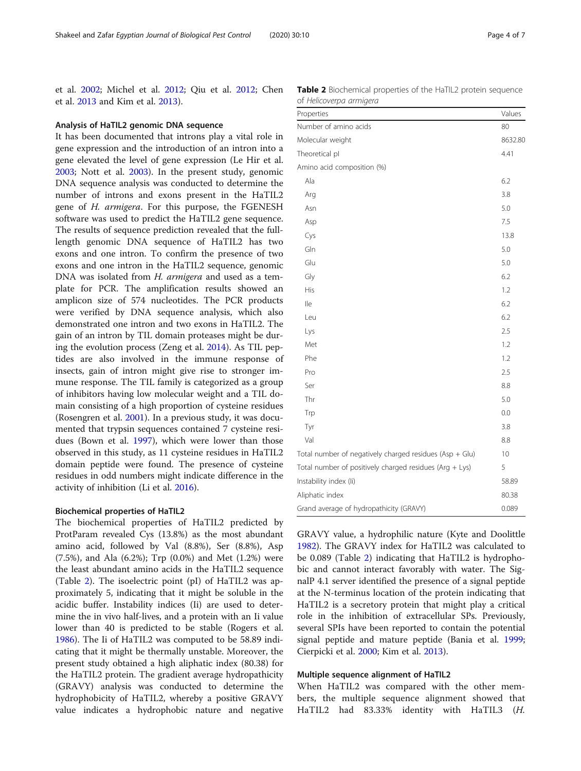et al. 2002; Michel et al. 2012; Qiu et al. 2012; Chen et al. 2013 and Kim et al. 2013).

### Analysis of HaTIL2 genomic DNA sequence

It has been documented that introns play a vital role in gene expression and the introduction of an intron into a gene elevated the level of gene expression (Le Hir et al. 2003; Nott et al. 2003). In the present study, genomic DNA sequence analysis was conducted to determine the number of introns and exons present in the HaTIL2 gene of *H. armigera*. For this purpose, the FGENESH software was used to predict the HaTIL2 gene sequence. The results of sequence prediction revealed that the full-length genomic DNA sequence of HaTIL2 has two exons and one intron. To confirm the presence of two exons and one intron in the HaTIL2 sequence, genomic DNA was isolated from *H. armigera* and used as a template for PCR. The amplification results showed an amplicon size of 574 nucleotides. The PCR products were verified by DNA sequence analysis, which also demonstrated one intron and two exons in HaTIL2. The gain of an intron by TIL domain proteases might be during the evolution process (Zeng et al. 2014). As TIL peptides are also involved in the immune response of insects, gain of intron might give rise to stronger immune response. The TIL family is categorized as a group of inhibitors having low molecular weight and a TIL domain consisting of a high proportion of cysteine residues (Rosengren et al. 2001). In a previous study, it was documented that trypsin sequences contained 7 cysteine residues (Bown et al. 1997), which were lower than those observed in this study, as 11 cysteine residues in HaTIL2 domain peptide were found. The presence of cysteine residues in odd numbers might indicate difference in the activity of inhibition (Li et al. 2016).

### Biochemical properties of HaTIL2

The biochemical properties of HaTIL2 predicted by ProtParam revealed Cys (13.8%) as the most abundant amino acid, followed by Val (8.8%), Ser (8.8%), Asp (7.5%), and Ala (6.2%); Trp (0.0%) and Met (1.2%) were the least abundant amino acids in the HaTIL2 sequence (Table 2). The isoelectric point (pI) of HaTIL2 was approximately 5, indicating that it might be soluble in the acidic buffer. Instability indices (Ii) are used to determine the in vivo half-lives, and a protein with an Ii value lower than 40 is predicted to be stable (Rogers et al. 1986). The Ii of HaTIL2 was computed to be 58.89 indicating that it might be thermally unstable. Moreover, the present study obtained a high aliphatic index (80.38) for the HaTIL2 protein. The gradient average hydropathicity (GRAVY) analysis was conducted to determine the hydrophobicity of HaTIL2, whereby a positive GRAVY value indicates a hydrophobic nature and negative GRAVY value, a hydrophilic nature (Kyte and Doolittle 1982). The GRAVY index for HaTIL2 was calculated to be 0.089 (Table 2) indicating that HaTIL2 is hydrophobic and cannot interact favorably with water. The SignalP 4.1 server identified the presence of a signal peptide at the N-terminus location of the protein indicating that HaTIL2 is a secretory protein that might play a critical role in the inhibition of extracellular SPs. Previously, several SPIs have been reported to contain the potential signal peptide and mature peptide (Bania et al. 1999; Cierpicki et al. 2000; Kim et al. 2013).

**Table 2** Biochemical properties of the HaTIL2 protein sequence of *Helicoverpa armigera*

| Properties | Values |
|---|---|
| Number of amino acids | 80 |
| Molecular weight | 8632.80 |
| Theoretical pI | 4.41 |
| Amino acid composition (%) | |
| Ala | 6.2 |
| Arg | 3.8 |
| Asn | 5.0 |
| Asp | 7.5 |
| Cys | 13.8 |
| Gln | 5.0 |
| Glu | 5.0 |
| Gly | 6.2 |
| His | 1.2 |
| Ile | 6.2 |
| Leu | 6.2 |
| Lys | 2.5 |
| Met | 1.2 |
| Phe | 1.2 |
| Pro | 2.5 |
| Ser | 8.8 |
| Thr | 5.0 |
| Trp | 0.0 |
| Tyr | 3.8 |
| Val | 8.8 |
| Total number of negatively charged residues (Asp + Glu) | 10 |
| Total number of positively charged residues (Arg + Lys) | 5 |
| Instability index (Ii) | 58.89 |
| Aliphatic index | 80.38 |
| Grand average of hydropathicity (GRAVY) | 0.089 |

### Multiple sequence alignment of HaTIL2

When HaTIL2 was compared with the other members, the multiple sequence alignment showed that HaTIL2 had 83.33% identity with HaTIL3 (*H.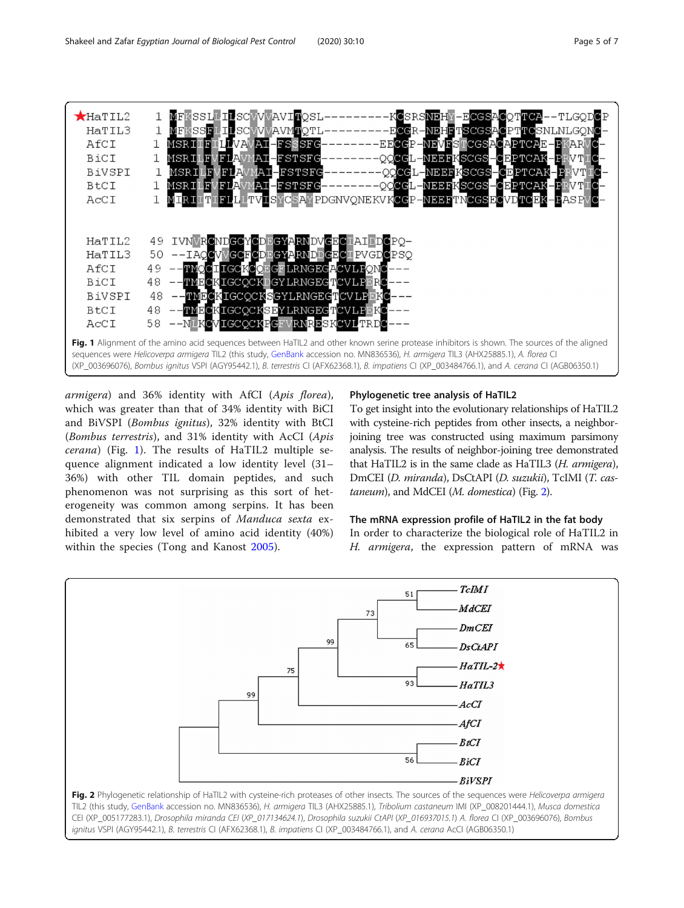```
★HaTIL2   1  MFKSSLLILSCVVVAVITQSL---------KCSRSNEHY-ECGSACQTTCA--TLGQDCP
 HaTIL3   1  MFKSSFLILSCVVVAVMTQTL---------ECGR-NEHFTSCGSACPTTCSNLNLGQNC-
 AfCI     1  MSRIIFILLVAVAI-FSSSFG--------EECGP-NEVFSTCGSACAPTCAE-PKARVC-
 BiCI     1  MSRILFVFLAVMAI-FSTSFG--------QQCGL-NEEFKSCGS-CEPTCAK-PRVTIC-
 BiVSPI   1  MSRILFVFLAVMAI-FSTSFG--------QQCGL-NEEFKSCGS-CEPTCAK-PRVTIC-
 BtCI     1  MSRILFVFLAVMAI-FSTSFG--------QQCGL-NEEFKSCGS-CEPTCAK-PRVTIC-
 AcCI     1  MIRIITIFLLLTVISYCSAYPDGNVQNEKVKCGP-NEEFTNCGSECVDTCEK-EASPVC-

 HaTIL2  49  IVNVRCNDGCYCDEGYARNDVGECIAIEDCPQ-
 HaTIL3  50  --IAQCVVGCFCDEGYARNDDGECIPVGDCPSQ
 AfCI    49  --TMQCIIGCKCQEGFLRNGEGACVLPQNC---
 BiCI    48  --TMECKIGCQCKDGYLRNGEGTCVLPERC---
 BiVSPI  48  --TMECKIGCQCKSGYLRNGEGTCVLPEKC---
 BtCI    48  --TMECKIGCQCKSEYLRNGEGTCVLPEKC---
 AcCI    58  --NLKCVIGCQCKPGFVRNRESKCVLTRDC---
```

**Fig. 1** Alignment of the amino acid sequences between HaTIL2 and other known serine protease inhibitors is shown. The sources of the aligned sequences were *Helicoverpa armigera* TIL2 (this study, GenBank accession no. MN836536), *H. armigera* TIL3 (AHX25885.1), *A. florea* CI (XP_003696076), *Bombus ignitus* VSPI (AGY95442.1), *B. terrestris* CI (AFX62368.1), *B. impatiens* CI (XP_003484766.1), and *A. cerana* CI (AGB06350.1)

*armigera*) and 36% identity with AfCI (*Apis florea*), which was greater than that of 34% identity with BiCI and BiVSPI (*Bombus ignitus*), 32% identity with BtCI (*Bombus terrestris*), and 31% identity with AcCI (*Apis cerana*) (Fig. 1). The results of HaTIL2 multiple sequence alignment indicated a low identity level (31–36%) with other TIL domain peptides, and such phenomenon was not surprising as this sort of heterogeneity was common among serpins. It has been demonstrated that six serpins of *Manduca sexta* exhibited a very low level of amino acid identity (40%) within the species (Tong and Kanost 2005).

### Phylogenetic tree analysis of HaTIL2

To get insight into the evolutionary relationships of HaTIL2 with cysteine-rich peptides from other insects, a neighbor-joining tree was constructed using maximum parsimony analysis. The results of neighbor-joining tree demonstrated that HaTIL2 is in the same clade as HaTIL3 (*H. armigera*), DmCEI (*D. miranda*), DsCtAPI (*D. suzukii*), TcIMI (*T. castaneum*), and MdCEI (*M. domestica*) (Fig. 2).

### The mRNA expression profile of HaTIL2 in the fat body

In order to characterize the biological role of HaTIL2 in *H. armigera*, the expression pattern of mRNA was

**Fig. 2** Phylogenetic relationship of HaTIL2 with cysteine-rich proteases of other insects. The sources of the sequences were *Helicoverpa armigera* TIL2 (this study, GenBank accession no. MN836536), *H. armigera* TIL3 (AHX25885.1), *Tribolium castaneum* IMI (XP_008201444.1), *Musca domestica* CEI (XP_005177283.1), *Drosophila miranda* CEI (XP_017134624.1), *Drosophila suzukii* CtAPI (XP_016937015.1) *A. florea* CI (XP_003696076), *Bombus ignitus* VSPI (AGY95442.1), *B. terrestris* CI (AFX62368.1), *B. impatiens* CI (XP_003484766.1), and *A. cerana* AcCI (AGB06350.1)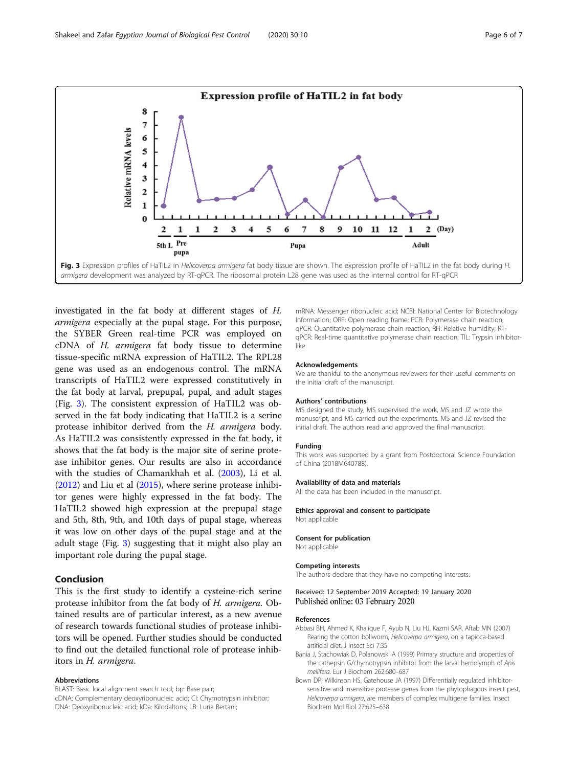Fig. 3 Expression profiles of HaTIL2 in *Helicoverpa armigera* fat body tissue are shown. The expression profile of HaTIL2 in the fat body during *H. armigera* development was analyzed by RT-qPCR. The ribosomal protein L28 gene was used as the internal control for RT-qPCR

investigated in the fat body at different stages of *H. armigera* especially at the pupal stage. For this purpose, the SYBER Green real-time PCR was employed on cDNA of *H. armigera* fat body tissue to determine tissue-specific mRNA expression of HaTIL2. The RPL28 gene was used as an endogenous control. The mRNA transcripts of HaTIL2 were expressed constitutively in the fat body at larval, prepupal, pupal, and adult stages (Fig. 3). The consistent expression of HaTIL2 was observed in the fat body indicating that HaTIL2 is a serine protease inhibitor derived from the *H. armigera* body. As HaTIL2 was consistently expressed in the fat body, it shows that the fat body is the major site of serine protease inhibitor genes. Our results are also in accordance with the studies of Chamankhah et al. (2003), Li et al. (2012) and Liu et al (2015), where serine protease inhibitor genes were highly expressed in the fat body. The HaTIL2 showed high expression at the prepupal stage and 5th, 8th, 9th, and 10th days of pupal stage, whereas it was low on other days of the pupal stage and at the adult stage (Fig. 3) suggesting that it might also play an important role during the pupal stage.

## Conclusion

This is the first study to identify a cysteine-rich serine protease inhibitor from the fat body of *H. armigera*. Obtained results are of particular interest, as a new avenue of research towards functional studies of protease inhibitors will be opened. Further studies should be conducted to find out the detailed functional role of protease inhibitors in *H. armigera*.

### Abbreviations

BLAST: Basic local alignment search tool; bp: Base pair; cDNA: Complementary deoxyribonucleic acid; CI: Chymotrypsin inhibitor; DNA: Deoxyribonucleic acid; kDa: Kilodaltons; LB: Luria Bertani; mRNA: Messenger ribonucleic acid; NCBI: National Center for Biotechnology Information; ORF: Open reading frame; PCR: Polymerase chain reaction; qPCR: Quantitative polymerase chain reaction; RH: Relative humidity; RT-qPCR: Real-time quantitative polymerase chain reaction; TIL: Trypsin inhibitor-like

### Acknowledgements

We are thankful to the anonymous reviewers for their useful comments on the initial draft of the manuscript.

### Authors' contributions

MS designed the study, MS supervised the work, MS and JZ wrote the manuscript, and MS carried out the experiments. MS and JZ revised the initial draft. The authors read and approved the final manuscript.

### Funding

This work was supported by a grant from Postdoctoral Science Foundation of China (2018M640788).

### Availability of data and materials

All the data has been included in the manuscript.

### Ethics approval and consent to participate

Not applicable

### Consent for publication

Not applicable

### Competing interests

The authors declare that they have no competing interests.

Received: 12 September 2019 Accepted: 19 January 2020
Published online: 03 February 2020

### References

Abbasi BH, Ahmed K, Khalique F, Ayub N, Liu HJ, Kazmi SAR, Aftab MN (2007) Rearing the cotton bollworm, *Helicoverpa armigera*, on a tapioca-based artificial diet. J Insect Sci 7:35

Bania J, Stachowiak D, Polanowski A (1999) Primary structure and properties of the cathepsin G/chymotrypsin inhibitor from the larval hemolymph of *Apis mellifera*. Eur J Biochem 262:680–687

Bown DP, Wilkinson HS, Gatehouse JA (1997) Differentially regulated inhibitor-sensitive and insensitive protease genes from the phytophagous insect pest, *Helicoverpa armigera*, are members of complex multigene families. Insect Biochem Mol Biol 27:625–638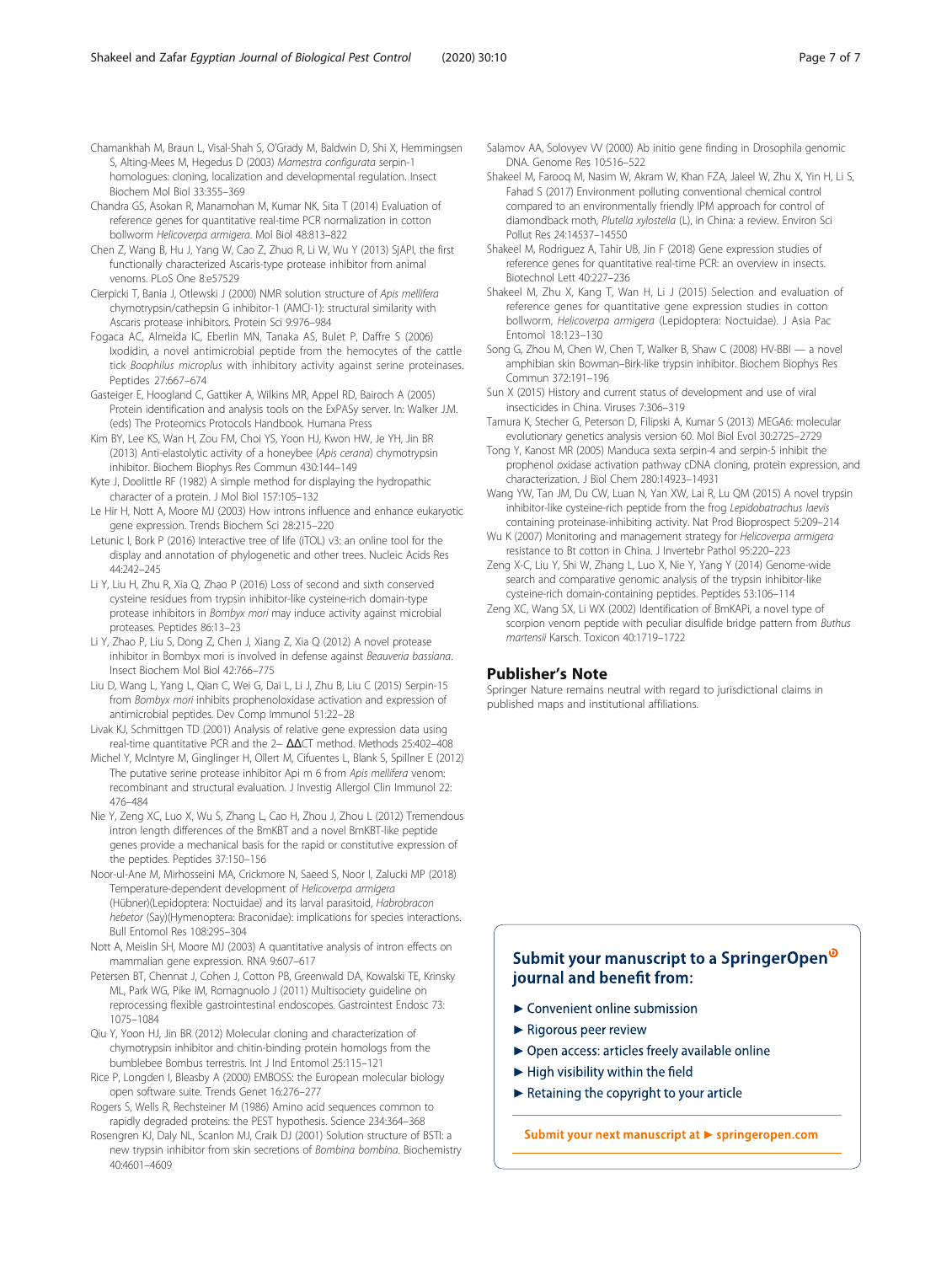Chamankhah M, Braun L, Visal-Shah S, O'Grady M, Baldwin D, Shi X, Hemmingsen S, Alting-Mees M, Hegedus D (2003) *Mamestra configurata* serpin-1 homologues: cloning, localization and developmental regulation. Insect Biochem Mol Biol 33:355–369

Chandra GS, Asokan R, Manamohan M, Kumar NK, Sita T (2014) Evaluation of reference genes for quantitative real-time PCR normalization in cotton bollworm *Helicoverpa armigera*. Mol Biol 48:813–822

Chen Z, Wang B, Hu J, Yang W, Cao Z, Zhuo R, Li W, Wu Y (2013) SjAPI, the first functionally characterized Ascaris-type protease inhibitor from animal venoms. PLoS One 8:e57529

Cierpicki T, Bania J, Otlewski J (2000) NMR solution structure of *Apis mellifera* chymotrypsin/cathepsin G inhibitor-1 (AMCI-1): structural similarity with Ascaris protease inhibitors. Protein Sci 9:976–984

Fogaca AC, Almeida IC, Eberlin MN, Tanaka AS, Bulet P, Daffre S (2006) Ixodidin, a novel antimicrobial peptide from the hemocytes of the cattle tick *Boophilus microplus* with inhibitory activity against serine proteinases. Peptides 27:667–674

Gasteiger E, Hoogland C, Gattiker A, Wilkins MR, Appel RD, Bairoch A (2005) Protein identification and analysis tools on the ExPASy server. In: Walker J.M. (eds) The Proteomics Protocols Handbook. Humana Press

Kim BY, Lee KS, Wan H, Zou FM, Choi YS, Yoon HJ, Kwon HW, Je YH, Jin BR (2013) Anti-elastolytic activity of a honeybee (*Apis cerana*) chymotrypsin inhibitor. Biochem Biophys Res Commun 430:144–149

Kyte J, Doolittle RF (1982) A simple method for displaying the hydropathic character of a protein. J Mol Biol 157:105–132

Le Hir H, Nott A, Moore MJ (2003) How introns influence and enhance eukaryotic gene expression. Trends Biochem Sci 28:215–220

Letunic I, Bork P (2016) Interactive tree of life (iTOL) v3: an online tool for the display and annotation of phylogenetic and other trees. Nucleic Acids Res 44:242–245

Li Y, Liu H, Zhu R, Xia Q, Zhao P (2016) Loss of second and sixth conserved cysteine residues from trypsin inhibitor-like cysteine-rich domain-type protease inhibitors in *Bombyx mori* may induce activity against microbial proteases. Peptides 86:13–23

Li Y, Zhao P, Liu S, Dong Z, Chen J, Xiang Z, Xia Q (2012) A novel protease inhibitor in Bombyx mori is involved in defense against *Beauveria bassiana*. Insect Biochem Mol Biol 42:766–775

Liu D, Wang L, Yang L, Qian C, Wei G, Dai L, Li J, Zhu B, Liu C (2015) Serpin-15 from *Bombyx mori* inhibits prophenoloxidase activation and expression of antimicrobial peptides. Dev Comp Immunol 51:22–28

Livak KJ, Schmittgen TD (2001) Analysis of relative gene expression data using real-time quantitative PCR and the 2− ΔΔCT method. Methods 25:402–408

Michel Y, McIntyre M, Ginglinger H, Ollert M, Cifuentes L, Blank S, Spillner E (2012) The putative serine protease inhibitor Api m 6 from *Apis mellifera* venom: recombinant and structural evaluation. J Investig Allergol Clin Immunol 22: 476–484

Nie Y, Zeng XC, Luo X, Wu S, Zhang L, Cao H, Zhou J, Zhou L (2012) Tremendous intron length differences of the BmKBT and a novel BmKBT-like peptide genes provide a mechanical basis for the rapid or constitutive expression of the peptides. Peptides 37:150–156

Noor-ul-Ane M, Mirhosseini MA, Crickmore N, Saeed S, Noor I, Zalucki MP (2018) Temperature-dependent development of *Helicoverpa armigera* (Hübner)(Lepidoptera: Noctuidae) and its larval parasitoid, *Habrobracon hebetor* (Say)(Hymenoptera: Braconidae): implications for species interactions. Bull Entomol Res 108:295–304

Nott A, Meislin SH, Moore MJ (2003) A quantitative analysis of intron effects on mammalian gene expression. RNA 9:607–617

Petersen BT, Chennat J, Cohen J, Cotton PB, Greenwald DA, Kowalski TE, Krinsky ML, Park WG, Pike IM, Romagnuolo J (2011) Multisociety guideline on reprocessing flexible gastrointestinal endoscopes. Gastrointest Endosc 73: 1075–1084

Qiu Y, Yoon HJ, Jin BR (2012) Molecular cloning and characterization of chymotrypsin inhibitor and chitin-binding protein homologs from the bumblebee Bombus terrestris. Int J Ind Entomol 25:115–121

Rice P, Longden I, Bleasby A (2000) EMBOSS: the European molecular biology open software suite. Trends Genet 16:276–277

Rogers S, Wells R, Rechsteiner M (1986) Amino acid sequences common to rapidly degraded proteins: the PEST hypothesis. Science 234:364–368

Rosengren KJ, Daly NL, Scanlon MJ, Craik DJ (2001) Solution structure of BSTI: a new trypsin inhibitor from skin secretions of *Bombina bombina*. Biochemistry 40:4601–4609

Salamov AA, Solovyev VV (2000) Ab initio gene finding in Drosophila genomic DNA. Genome Res 10:516–522

Shakeel M, Farooq M, Nasim W, Akram W, Khan FZA, Jaleel W, Zhu X, Yin H, Li S, Fahad S (2017) Environment polluting conventional chemical control compared to an environmentally friendly IPM approach for control of diamondback moth, *Plutella xylostella* (L), in China: a review. Environ Sci Pollut Res 24:14537–14550

Shakeel M, Rodriguez A, Tahir UB, Jin F (2018) Gene expression studies of reference genes for quantitative real-time PCR: an overview in insects. Biotechnol Lett 40:227–236

Shakeel M, Zhu X, Kang T, Wan H, Li J (2015) Selection and evaluation of reference genes for quantitative gene expression studies in cotton bollworm, *Helicoverpa armigera* (Lepidoptera: Noctuidae). J Asia Pac Entomol 18:123–130

Song G, Zhou M, Chen W, Chen T, Walker B, Shaw C (2008) HV-BBI — a novel amphibian skin Bowman–Birk-like trypsin inhibitor. Biochem Biophys Res Commun 372:191–196

Sun X (2015) History and current status of development and use of viral insecticides in China. Viruses 7:306–319

Tamura K, Stecher G, Peterson D, Filipski A, Kumar S (2013) MEGA6: molecular evolutionary genetics analysis version 60. Mol Biol Evol 30:2725–2729

Tong Y, Kanost MR (2005) Manduca sexta serpin-4 and serpin-5 inhibit the prophenol oxidase activation pathway cDNA cloning, protein expression, and characterization. J Biol Chem 280:14923–14931

Wang YW, Tan JM, Du CW, Luan N, Yan XW, Lai R, Lu QM (2015) A novel trypsin inhibitor-like cysteine-rich peptide from the frog *Lepidobatrachus laevis* containing proteinase-inhibiting activity. Nat Prod Bioprospect 5:209–214

Wu K (2007) Monitoring and management strategy for *Helicoverpa armigera* resistance to Bt cotton in China. J Invertebr Pathol 95:220–223

Zeng X-C, Liu Y, Shi W, Zhang L, Luo X, Nie Y, Yang Y (2014) Genome-wide search and comparative genomic analysis of the trypsin inhibitor-like cysteine-rich domain-containing peptides. Peptides 53:106–114

Zeng XC, Wang SX, Li WX (2002) Identification of BmKAPi, a novel type of scorpion venom peptide with peculiar disulfide bridge pattern from *Buthus martensii* Karsch. Toxicon 40:1719–1722

## Publisher's Note

Springer Nature remains neutral with regard to jurisdictional claims in published maps and institutional affiliations.

**Submit your manuscript to a SpringerOpen journal and benefit from:**

- Convenient online submission
- Rigorous peer review
- Open access: articles freely available online
- High visibility within the field
- Retaining the copyright to your article

Submit your next manuscript at ► springeropen.com